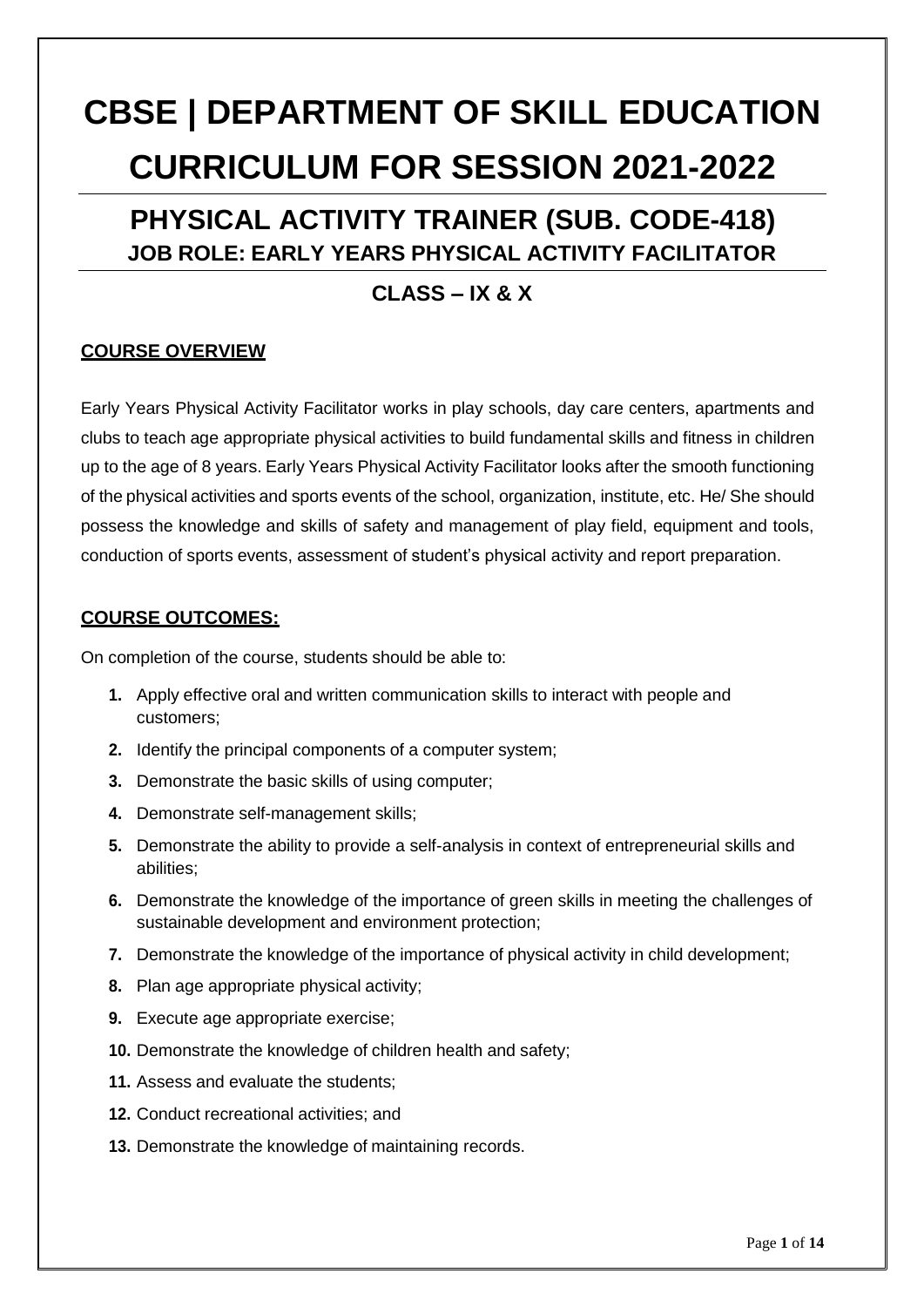# CBSE | DEPARTMENT OF SKILL EDUCATION CURRICULUM FOR SESSION 2021-2022

## PHYSICAL ACTIVITY TRAINER (SUB. CODE-418)

### JOB ROLE: EARLY YEARS PHYSICAL ACTIVITY FACILITATOR

## CLASS – IX & X

**COURSE OVERVIEW**

Early Years Physical Activity Facilitator works in play schools, day care centers, apartments and clubs to teach age appropriate physical activities to build fundamental skills and fitness in children up to the age of 8 years. Early Years Physical Activity Facilitator looks after the smooth functioning of the physical activities and sports events of the school, organization, institute, etc. He/ She should possess the knowledge and skills of safety and management of play field, equipment and tools, conduction of sports events, assessment of student's physical activity and report preparation.

**COURSE OUTCOMES:**

On completion of the course, students should be able to:

1. Apply effective oral and written communication skills to interact with people and customers;
2. Identify the principal components of a computer system;
3. Demonstrate the basic skills of using computer;
4. Demonstrate self-management skills;
5. Demonstrate the ability to provide a self-analysis in context of entrepreneurial skills and abilities;
6. Demonstrate the knowledge of the importance of green skills in meeting the challenges of sustainable development and environment protection;
7. Demonstrate the knowledge of the importance of physical activity in child development;
8. Plan age appropriate physical activity;
9. Execute age appropriate exercise;
10. Demonstrate the knowledge of children health and safety;
11. Assess and evaluate the students;
12. Conduct recreational activities; and
13. Demonstrate the knowledge of maintaining records.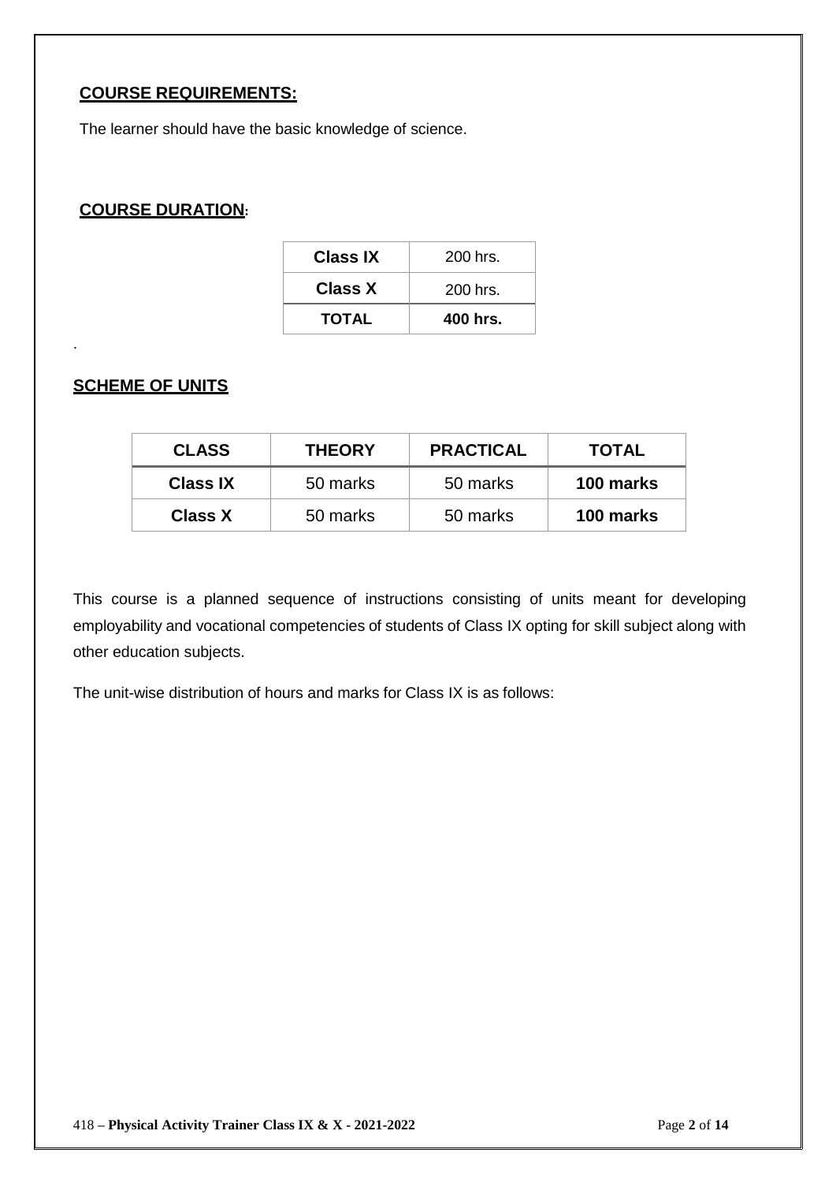## COURSE REQUIREMENTS:

The learner should have the basic knowledge of science.

## COURSE DURATION:

| Class IX | 200 hrs. |
|---|---|
| Class X | 200 hrs. |
| **TOTAL** | **400 hrs.** |

.

## SCHEME OF UNITS

| CLASS | THEORY | PRACTICAL | TOTAL |
|---|---|---|---|
| **Class IX** | 50 marks | 50 marks | **100 marks** |
| **Class X** | 50 marks | 50 marks | **100 marks** |

This course is a planned sequence of instructions consisting of units meant for developing employability and vocational competencies of students of Class IX opting for skill subject along with other education subjects.

The unit-wise distribution of hours and marks for Class IX is as follows: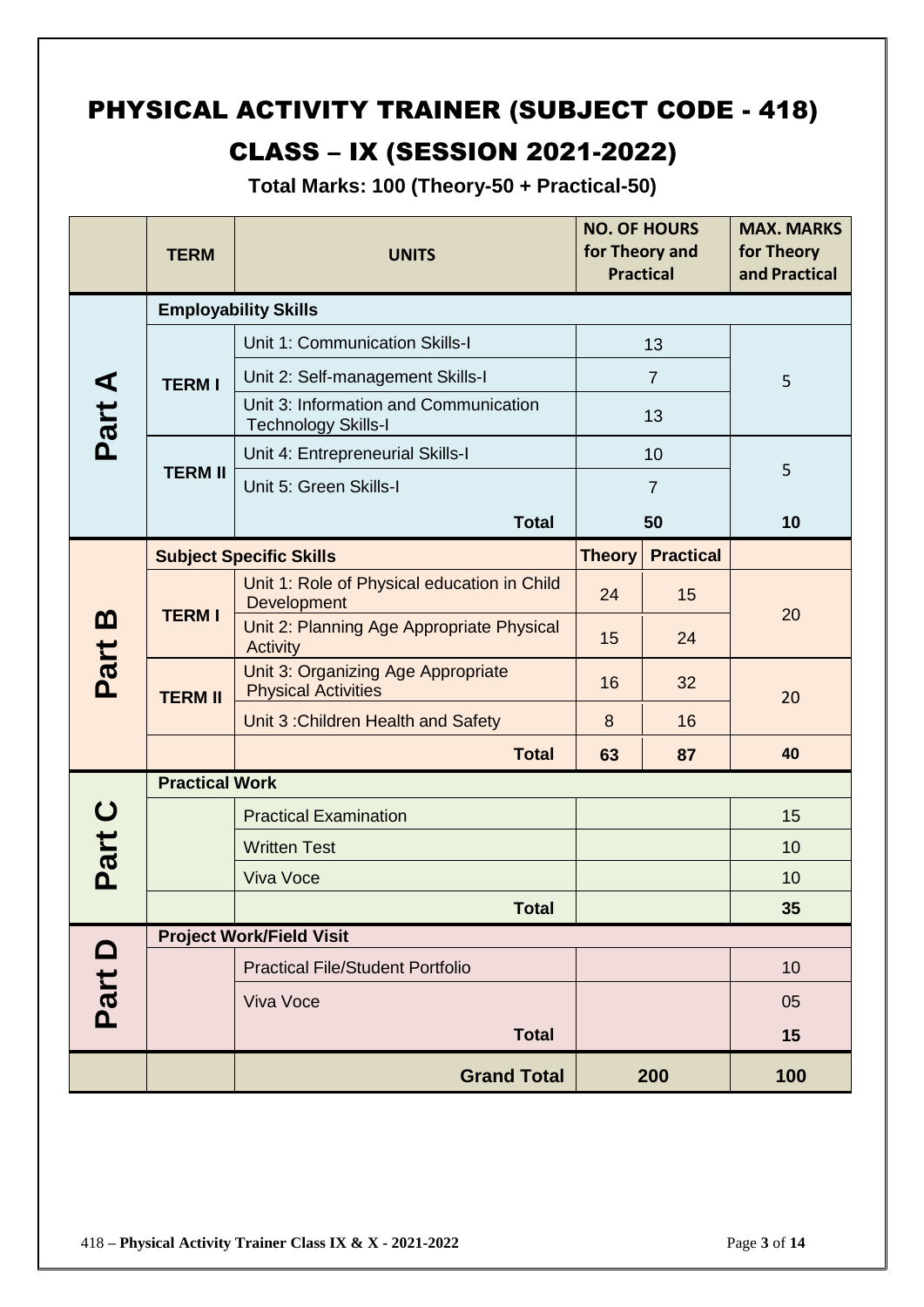# PHYSICAL ACTIVITY TRAINER (SUBJECT CODE - 418)

# CLASS – IX (SESSION 2021-2022)

**Total Marks: 100 (Theory-50 + Practical-50)**

| | TERM | UNITS | NO. OF HOURS for Theory and Practical | | MAX. MARKS for Theory and Practical |
|---|---|---|---|---|---|
| **Part A** | **Employability Skills** | | | | |
| | **TERM I** | Unit 1: Communication Skills-I | 13 | | 5 |
| | | Unit 2: Self-management Skills-I | 7 | | |
| | | Unit 3: Information and Communication Technology Skills-I | 13 | | |
| | **TERM II** | Unit 4: Entrepreneurial Skills-I | 10 | | 5 |
| | | Unit 5: Green Skills-I | 7 | | |
| | | **Total** | **50** | | **10** |
| **Part B** | **Subject Specific Skills** | | **Theory** | **Practical** | |
| | **TERM I** | Unit 1: Role of Physical education in Child Development | 24 | 15 | 20 |
| | | Unit 2: Planning Age Appropriate Physical Activity | 15 | 24 | |
| | **TERM II** | Unit 3: Organizing Age Appropriate Physical Activities | 16 | 32 | 20 |
| | | Unit 3 :Children Health and Safety | 8 | 16 | |
| | | **Total** | **63** | **87** | **40** |
| **Part C** | **Practical Work** | | | | |
| | | Practical Examination | | | 15 |
| | | Written Test | | | 10 |
| | | Viva Voce | | | 10 |
| | | **Total** | | | **35** |
| **Part D** | **Project Work/Field Visit** | | | | |
| | | Practical File/Student Portfolio | | | 10 |
| | | Viva Voce | | | 05 |
| | | **Total** | | | **15** |
| | | **Grand Total** | **200** | | **100** |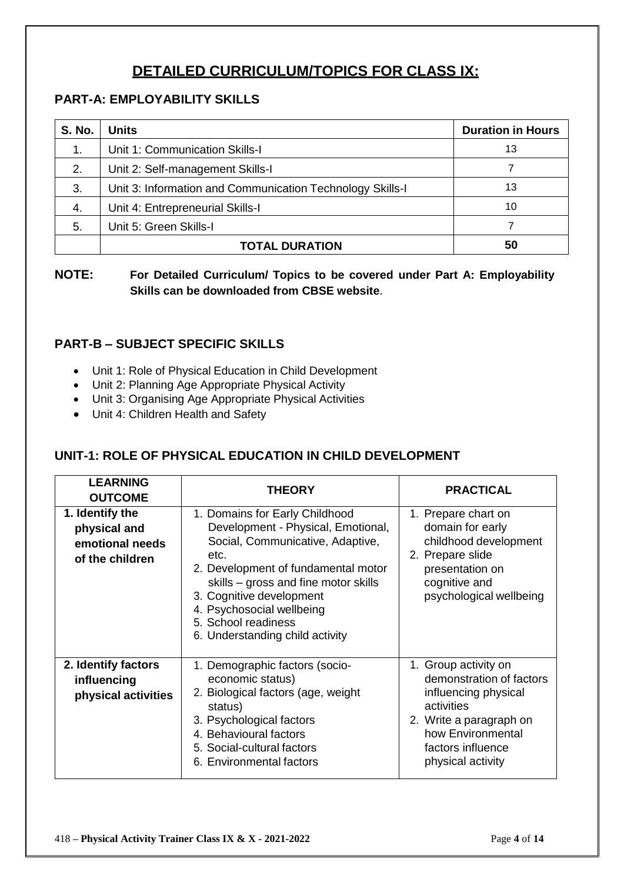# DETAILED CURRICULUM/TOPICS FOR CLASS IX:

## PART-A: EMPLOYABILITY SKILLS

| S. No. | Units | Duration in Hours |
|---|---|---|
| 1. | Unit 1: Communication Skills-I | 13 |
| 2. | Unit 2: Self-management Skills-I | 7 |
| 3. | Unit 3: Information and Communication Technology Skills-I | 13 |
| 4. | Unit 4: Entrepreneurial Skills-I | 10 |
| 5. | Unit 5: Green Skills-I | 7 |
| | **TOTAL DURATION** | **50** |

**NOTE:** **For Detailed Curriculum/ Topics to be covered under Part A: Employability Skills can be downloaded from CBSE website**.

## PART-B – SUBJECT SPECIFIC SKILLS

- Unit 1: Role of Physical Education in Child Development
- Unit 2: Planning Age Appropriate Physical Activity
- Unit 3: Organising Age Appropriate Physical Activities
- Unit 4: Children Health and Safety

## UNIT-1: ROLE OF PHYSICAL EDUCATION IN CHILD DEVELOPMENT

| LEARNING OUTCOME | THEORY | PRACTICAL |
|---|---|---|
| **1. Identify the physical and emotional needs of the children** | 1. Domains for Early Childhood Development - Physical, Emotional, Social, Communicative, Adaptive, etc.<br>2. Development of fundamental motor skills – gross and fine motor skills<br>3. Cognitive development<br>4. Psychosocial wellbeing<br>5. School readiness<br>6. Understanding child activity | 1. Prepare chart on domain for early childhood development<br>2. Prepare slide presentation on cognitive and psychological wellbeing |
| **2. Identify factors influencing physical activities** | 1. Demographic factors (socio-economic status)<br>2. Biological factors (age, weight status)<br>3. Psychological factors<br>4. Behavioural factors<br>5. Social-cultural factors<br>6. Environmental factors | 1. Group activity on demonstration of factors influencing physical activities<br>2. Write a paragraph on how Environmental factors influence physical activity |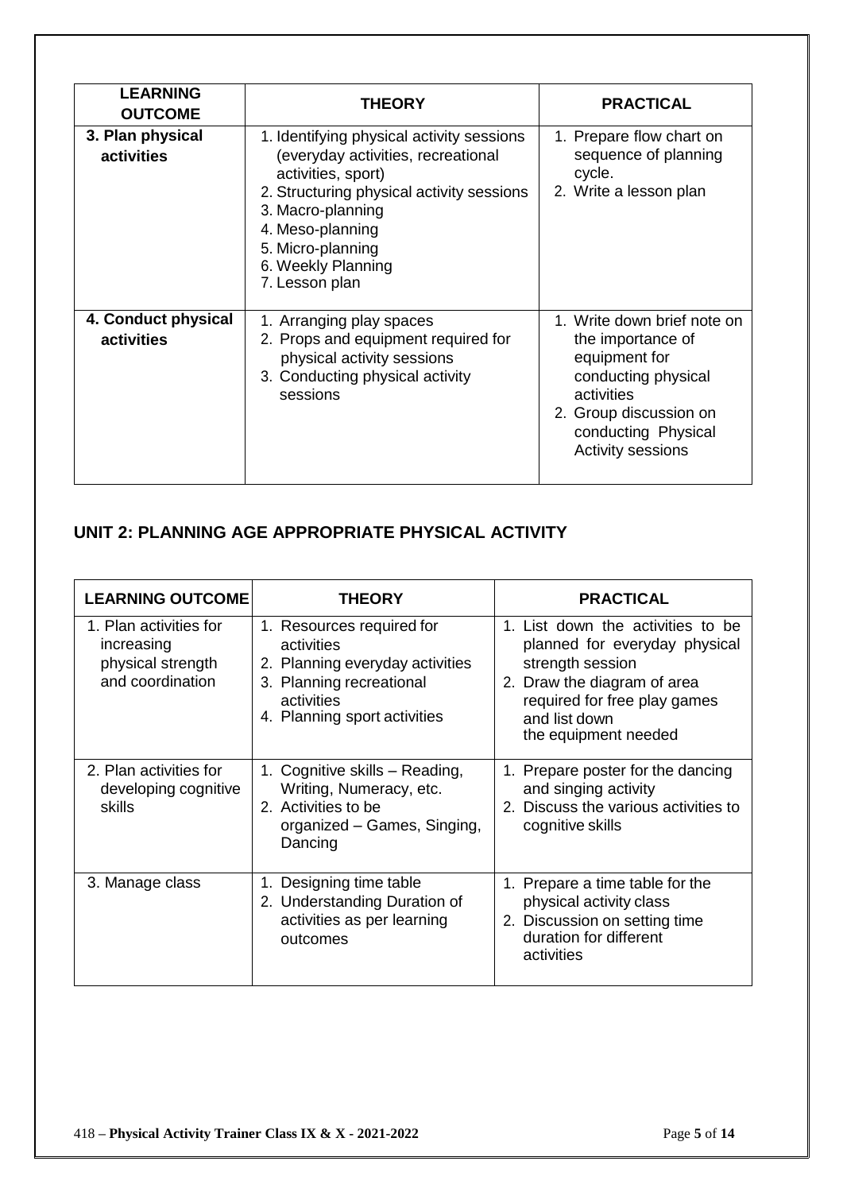| LEARNING OUTCOME | THEORY | PRACTICAL |
|---|---|---|
| **3. Plan physical activities** | 1. Identifying physical activity sessions (everyday activities, recreational activities, sport)<br>2. Structuring physical activity sessions<br>3. Macro-planning<br>4. Meso-planning<br>5. Micro-planning<br>6. Weekly Planning<br>7. Lesson plan | 1. Prepare flow chart on sequence of planning cycle.<br>2. Write a lesson plan |
| **4. Conduct physical activities** | 1. Arranging play spaces<br>2. Props and equipment required for physical activity sessions<br>3. Conducting physical activity sessions | 1. Write down brief note on the importance of equipment for conducting physical activities<br>2. Group discussion on conducting Physical Activity sessions |

## UNIT 2: PLANNING AGE APPROPRIATE PHYSICAL ACTIVITY

| LEARNING OUTCOME | THEORY | PRACTICAL |
|---|---|---|
| 1. Plan activities for increasing physical strength and coordination | 1. Resources required for activities<br>2. Planning everyday activities<br>3. Planning recreational activities<br>4. Planning sport activities | 1. List down the activities to be planned for everyday physical strength session<br>2. Draw the diagram of area required for free play games and list down the equipment needed |
| 2. Plan activities for developing cognitive skills | 1. Cognitive skills – Reading, Writing, Numeracy, etc.<br>2. Activities to be organized – Games, Singing, Dancing | 1. Prepare poster for the dancing and singing activity<br>2. Discuss the various activities to cognitive skills |
| 3. Manage class | 1. Designing time table<br>2. Understanding Duration of activities as per learning outcomes | 1. Prepare a time table for the physical activity class<br>2. Discussion on setting time duration for different activities |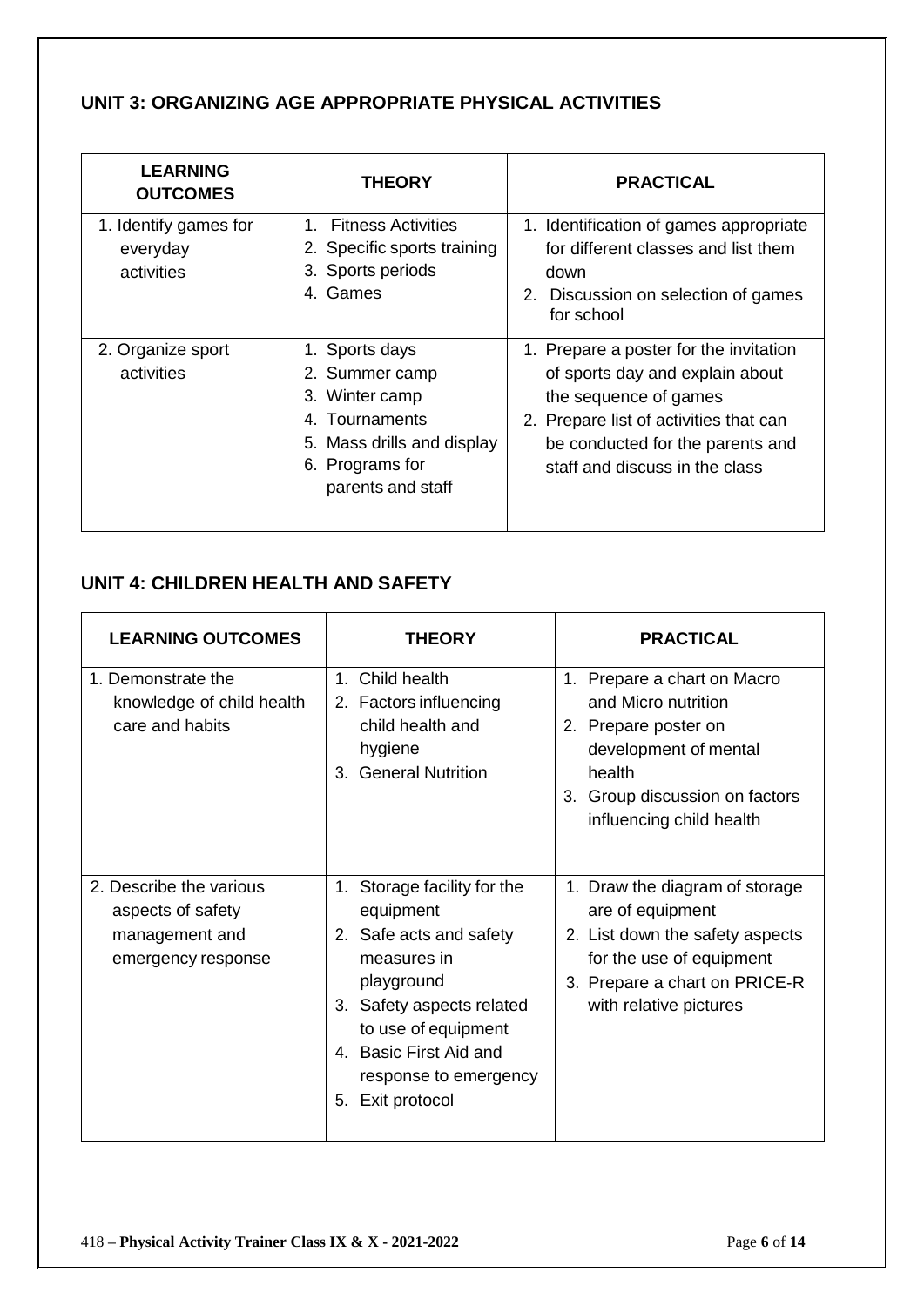## UNIT 3: ORGANIZING AGE APPROPRIATE PHYSICAL ACTIVITIES

| LEARNING OUTCOMES | THEORY | PRACTICAL |
|---|---|---|
| 1. Identify games for everyday activities | 1. Fitness Activities<br>2. Specific sports training<br>3. Sports periods<br>4. Games | 1. Identification of games appropriate for different classes and list them down<br>2. Discussion on selection of games for school |
| 2. Organize sport activities | 1. Sports days<br>2. Summer camp<br>3. Winter camp<br>4. Tournaments<br>5. Mass drills and display<br>6. Programs for parents and staff | 1. Prepare a poster for the invitation of sports day and explain about the sequence of games<br>2. Prepare list of activities that can be conducted for the parents and staff and discuss in the class |

## UNIT 4: CHILDREN HEALTH AND SAFETY

| LEARNING OUTCOMES | THEORY | PRACTICAL |
|---|---|---|
| 1. Demonstrate the knowledge of child health care and habits | 1. Child health<br>2. Factors influencing child health and hygiene<br>3. General Nutrition | 1. Prepare a chart on Macro and Micro nutrition<br>2. Prepare poster on development of mental health<br>3. Group discussion on factors influencing child health |
| 2. Describe the various aspects of safety management and emergency response | 1. Storage facility for the equipment<br>2. Safe acts and safety measures in playground<br>3. Safety aspects related to use of equipment<br>4. Basic First Aid and response to emergency<br>5. Exit protocol | 1. Draw the diagram of storage are of equipment<br>2. List down the safety aspects for the use of equipment<br>3. Prepare a chart on PRICE-R with relative pictures |

418 – **Physical Activity Trainer Class IX & X - 2021-2022**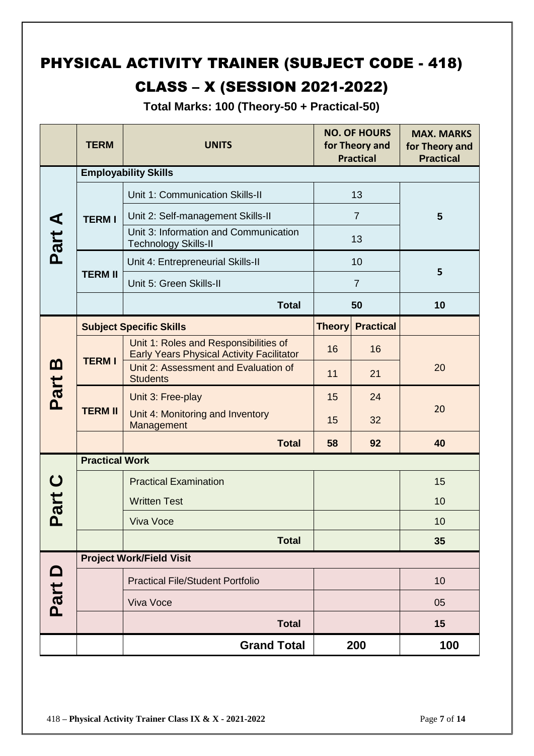# PHYSICAL ACTIVITY TRAINER (SUBJECT CODE - 418)

## CLASS – X (SESSION 2021-2022)

**Total Marks: 100 (Theory-50 + Practical-50)**

| | TERM | UNITS | NO. OF HOURS for Theory and Practical | | MAX. MARKS for Theory and Practical |
|---|---|---|---|---|---|
| Part A | **Employability Skills** | | | | |
| | TERM I | Unit 1: Communication Skills-II | 13 | | 5 |
| | | Unit 2: Self-management Skills-II | 7 | | |
| | | Unit 3: Information and Communication Technology Skills-II | 13 | | |
| | TERM II | Unit 4: Entrepreneurial Skills-II | 10 | | 5 |
| | | Unit 5: Green Skills-II | 7 | | |
| | | **Total** | **50** | | **10** |
| Part B | **Subject Specific Skills** | | **Theory** | **Practical** | |
| | TERM I | Unit 1: Roles and Responsibilities of Early Years Physical Activity Facilitator | 16 | 16 | 20 |
| | | Unit 2: Assessment and Evaluation of Students | 11 | 21 | |
| | TERM II | Unit 3: Free-play | 15 | 24 | 20 |
| | | Unit 4: Monitoring and Inventory Management | 15 | 32 | |
| | | **Total** | **58** | **92** | **40** |
| Part C | **Practical Work** | | | | |
| | | Practical Examination | | | 15 |
| | | Written Test | | | 10 |
| | | Viva Voce | | | 10 |
| | | **Total** | | | **35** |
| Part D | **Project Work/Field Visit** | | | | |
| | | Practical File/Student Portfolio | | | 10 |
| | | Viva Voce | | | 05 |
| | | **Total** | | | **15** |
| | | **Grand Total** | **200** | | **100** |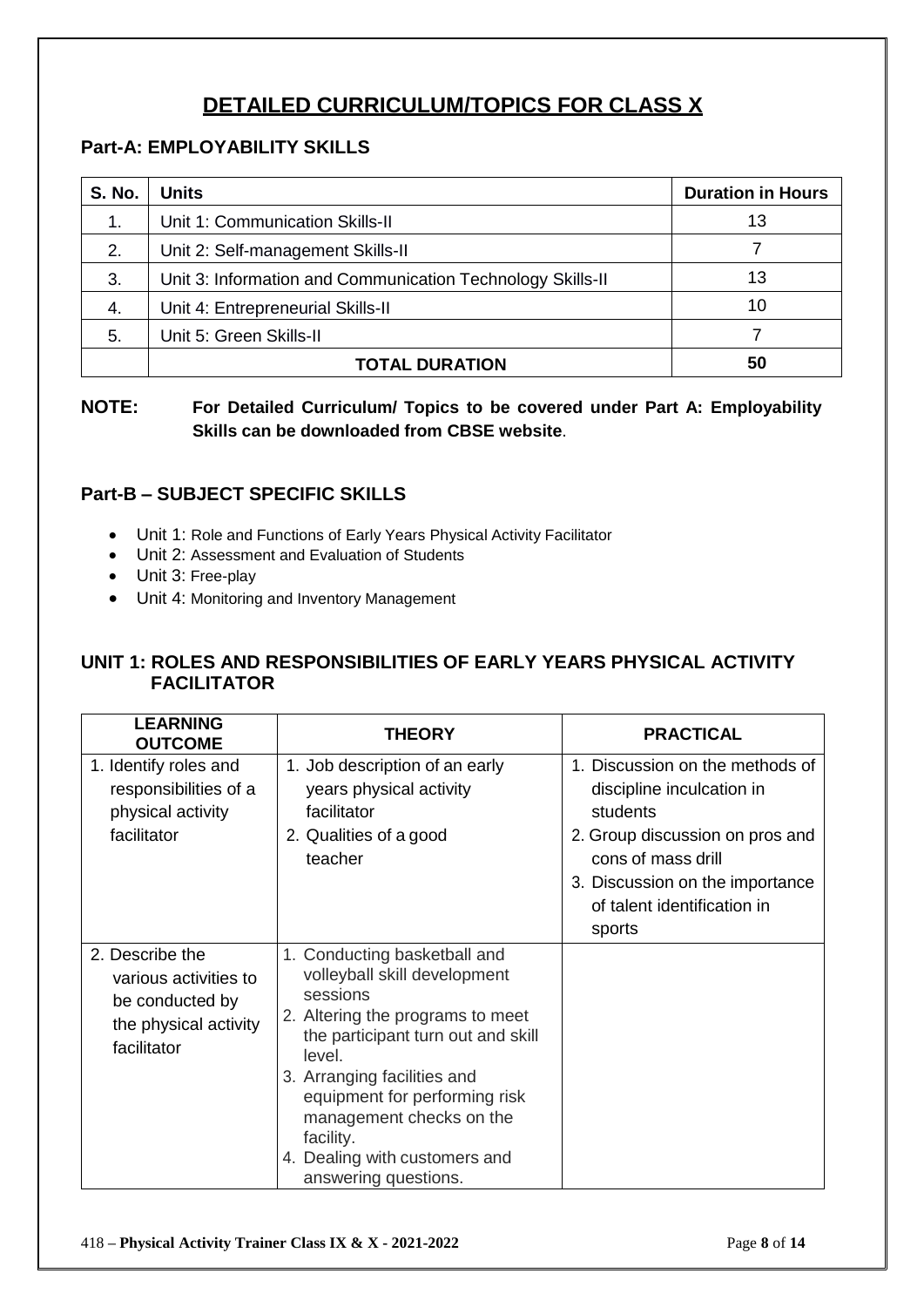# DETAILED CURRICULUM/TOPICS FOR CLASS X

## Part-A: EMPLOYABILITY SKILLS

| S. No. | Units | Duration in Hours |
|---|---|---|
| 1. | Unit 1: Communication Skills-II | 13 |
| 2. | Unit 2: Self-management Skills-II | 7 |
| 3. | Unit 3: Information and Communication Technology Skills-II | 13 |
| 4. | Unit 4: Entrepreneurial Skills-II | 10 |
| 5. | Unit 5: Green Skills-II | 7 |
| | **TOTAL DURATION** | **50** |

**NOTE: For Detailed Curriculum/ Topics to be covered under Part A: Employability Skills can be downloaded from CBSE website**.

## Part-B – SUBJECT SPECIFIC SKILLS

- Unit 1: Role and Functions of Early Years Physical Activity Facilitator
- Unit 2: Assessment and Evaluation of Students
- Unit 3: Free-play
- Unit 4: Monitoring and Inventory Management

## UNIT 1: ROLES AND RESPONSIBILITIES OF EARLY YEARS PHYSICAL ACTIVITY FACILITATOR

| LEARNING OUTCOME | THEORY | PRACTICAL |
|---|---|---|
| 1. Identify roles and responsibilities of a physical activity facilitator | 1. Job description of an early years physical activity facilitator<br>2. Qualities of a good teacher | 1. Discussion on the methods of discipline inculcation in students<br>2. Group discussion on pros and cons of mass drill<br>3. Discussion on the importance of talent identification in sports |
| 2. Describe the various activities to be conducted by the physical activity facilitator | 1. Conducting basketball and volleyball skill development sessions<br>2. Altering the programs to meet the participant turn out and skill level.<br>3. Arranging facilities and equipment for performing risk management checks on the facility.<br>4. Dealing with customers and answering questions. | |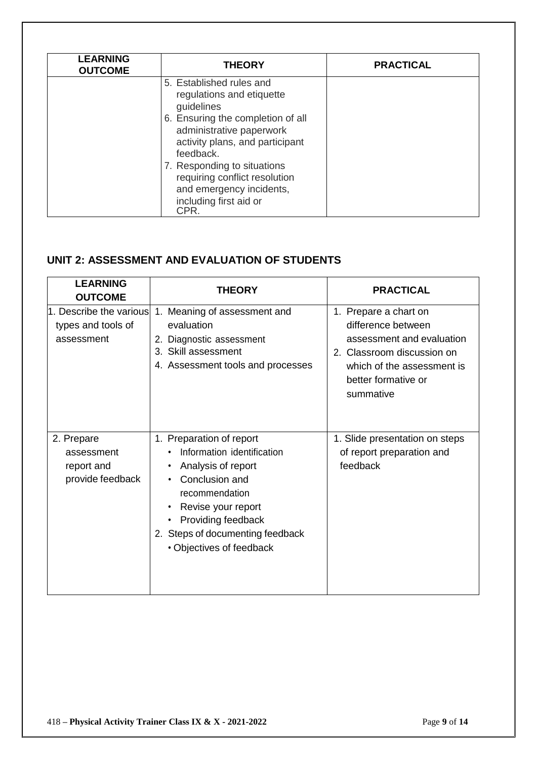| LEARNING OUTCOME | THEORY | PRACTICAL |
|---|---|---|
| | 5. Established rules and regulations and etiquette guidelines<br>6. Ensuring the completion of all administrative paperwork activity plans, and participant feedback.<br>7. Responding to situations requiring conflict resolution and emergency incidents, including first aid or CPR. | |

## UNIT 2: ASSESSMENT AND EVALUATION OF STUDENTS

| LEARNING OUTCOME | THEORY | PRACTICAL |
|---|---|---|
| 1. Describe the various types and tools of assessment | 1. Meaning of assessment and evaluation<br>2. Diagnostic assessment<br>3. Skill assessment<br>4. Assessment tools and processes | 1. Prepare a chart on difference between assessment and evaluation<br>2. Classroom discussion on which of the assessment is better formative or summative |
| 2. Prepare assessment report and provide feedback | 1. Preparation of report<br>• Information identification<br>• Analysis of report<br>• Conclusion and recommendation<br>• Revise your report<br>• Providing feedback<br>2. Steps of documenting feedback<br>• Objectives of feedback | 1. Slide presentation on steps of report preparation and feedback |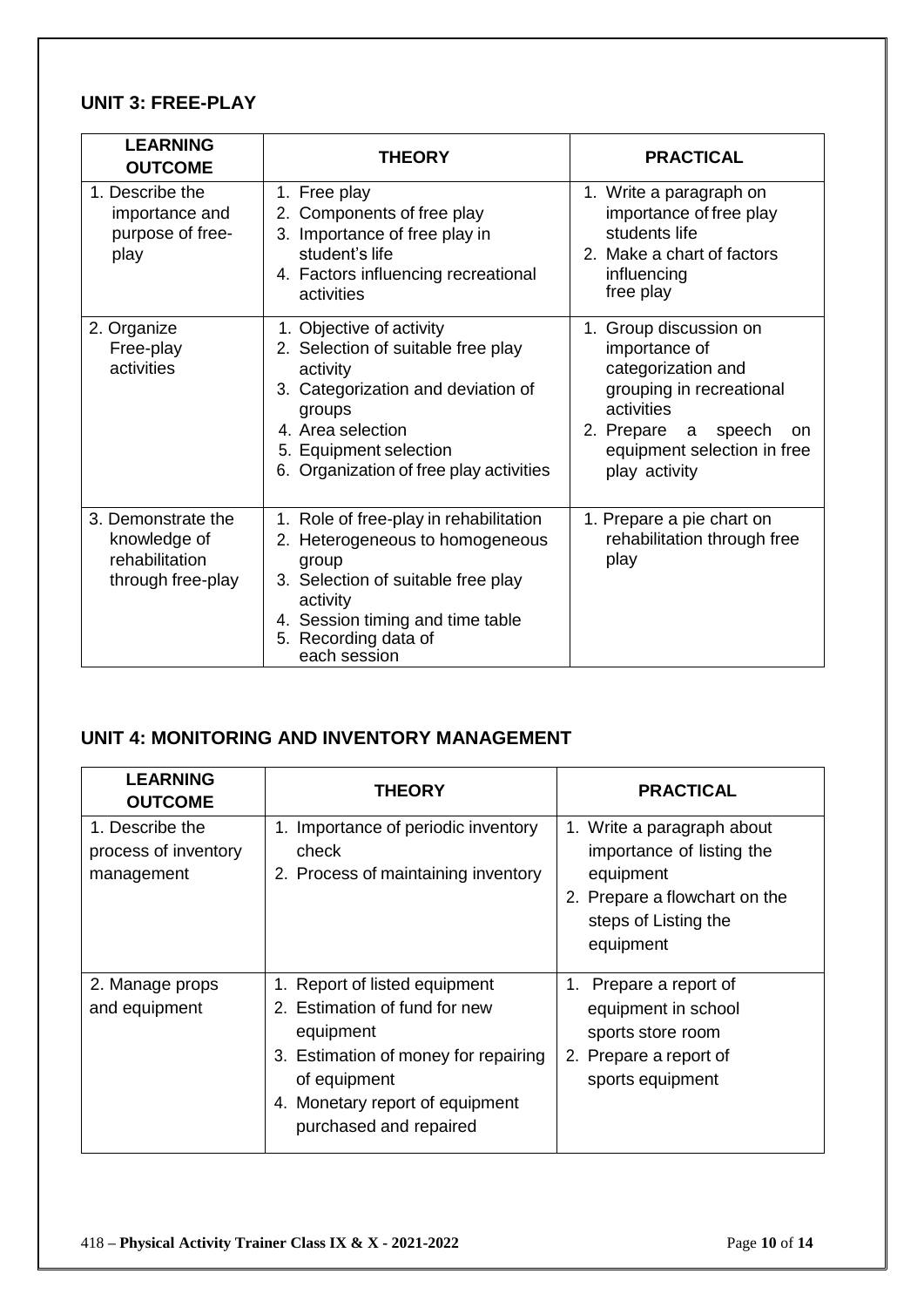## UNIT 3: FREE-PLAY

| LEARNING OUTCOME | THEORY | PRACTICAL |
|---|---|---|
| 1. Describe the importance and purpose of free-play | 1. Free play<br>2. Components of free play<br>3. Importance of free play in student's life<br>4. Factors influencing recreational activities | 1. Write a paragraph on importance of free play students life<br>2. Make a chart of factors influencing free play |
| 2. Organize Free-play activities | 1. Objective of activity<br>2. Selection of suitable free play activity<br>3. Categorization and deviation of groups<br>4. Area selection<br>5. Equipment selection<br>6. Organization of free play activities | 1. Group discussion on importance of categorization and grouping in recreational activities<br>2. Prepare a speech on equipment selection in free play activity |
| 3. Demonstrate the knowledge of rehabilitation through free-play | 1. Role of free-play in rehabilitation<br>2. Heterogeneous to homogeneous group<br>3. Selection of suitable free play activity<br>4. Session timing and time table<br>5. Recording data of each session | 1. Prepare a pie chart on rehabilitation through free play |

## UNIT 4: MONITORING AND INVENTORY MANAGEMENT

| LEARNING OUTCOME | THEORY | PRACTICAL |
|---|---|---|
| 1. Describe the process of inventory management | 1. Importance of periodic inventory check<br>2. Process of maintaining inventory | 1. Write a paragraph about importance of listing the equipment<br>2. Prepare a flowchart on the steps of Listing the equipment |
| 2. Manage props and equipment | 1. Report of listed equipment<br>2. Estimation of fund for new equipment<br>3. Estimation of money for repairing of equipment<br>4. Monetary report of equipment purchased and repaired | 1. Prepare a report of equipment in school sports store room<br>2. Prepare a report of sports equipment |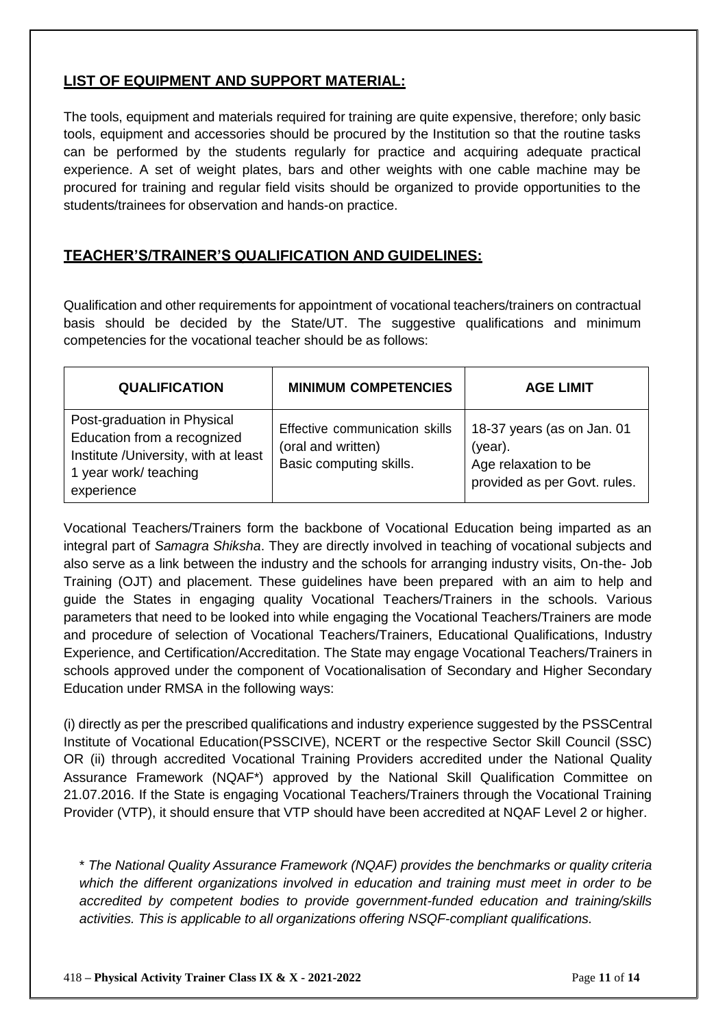## LIST OF EQUIPMENT AND SUPPORT MATERIAL:

The tools, equipment and materials required for training are quite expensive, therefore; only basic tools, equipment and accessories should be procured by the Institution so that the routine tasks can be performed by the students regularly for practice and acquiring adequate practical experience. A set of weight plates, bars and other weights with one cable machine may be procured for training and regular field visits should be organized to provide opportunities to the students/trainees for observation and hands-on practice.

## TEACHER'S/TRAINER'S QUALIFICATION AND GUIDELINES:

Qualification and other requirements for appointment of vocational teachers/trainers on contractual basis should be decided by the State/UT. The suggestive qualifications and minimum competencies for the vocational teacher should be as follows:

| QUALIFICATION | MINIMUM COMPETENCIES | AGE LIMIT |
|---|---|---|
| Post-graduation in Physical Education from a recognized Institute /University, with at least 1 year work/ teaching experience | Effective communication skills (oral and written) Basic computing skills. | 18-37 years (as on Jan. 01 (year). Age relaxation to be provided as per Govt. rules. |

Vocational Teachers/Trainers form the backbone of Vocational Education being imparted as an integral part of *Samagra Shiksha*. They are directly involved in teaching of vocational subjects and also serve as a link between the industry and the schools for arranging industry visits, On-the- Job Training (OJT) and placement. These guidelines have been prepared with an aim to help and guide the States in engaging quality Vocational Teachers/Trainers in the schools. Various parameters that need to be looked into while engaging the Vocational Teachers/Trainers are mode and procedure of selection of Vocational Teachers/Trainers, Educational Qualifications, Industry Experience, and Certification/Accreditation. The State may engage Vocational Teachers/Trainers in schools approved under the component of Vocationalisation of Secondary and Higher Secondary Education under RMSA in the following ways:

(i) directly as per the prescribed qualifications and industry experience suggested by the PSSCentral Institute of Vocational Education(PSSCIVE), NCERT or the respective Sector Skill Council (SSC) OR (ii) through accredited Vocational Training Providers accredited under the National Quality Assurance Framework (NQAF*) approved by the National Skill Qualification Committee on 21.07.2016. If the State is engaging Vocational Teachers/Trainers through the Vocational Training Provider (VTP), it should ensure that VTP should have been accredited at NQAF Level 2 or higher.

*\* The National Quality Assurance Framework (NQAF) provides the benchmarks or quality criteria which the different organizations involved in education and training must meet in order to be accredited by competent bodies to provide government-funded education and training/skills activities. This is applicable to all organizations offering NSQF-compliant qualifications.*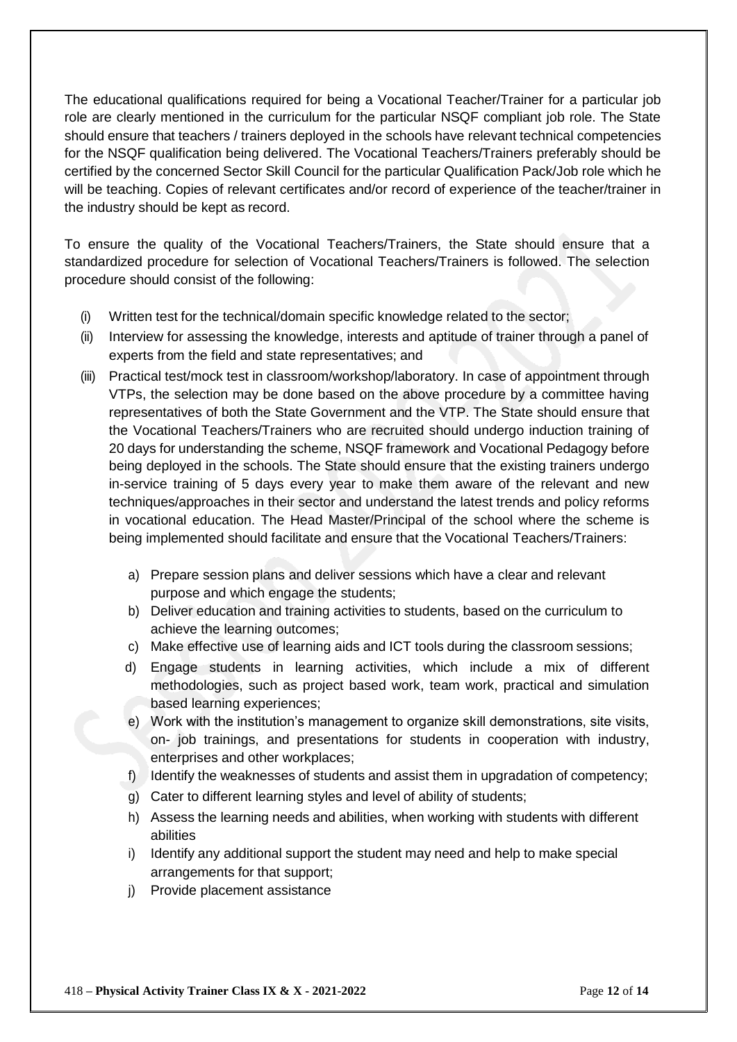The educational qualifications required for being a Vocational Teacher/Trainer for a particular job role are clearly mentioned in the curriculum for the particular NSQF compliant job role. The State should ensure that teachers / trainers deployed in the schools have relevant technical competencies for the NSQF qualification being delivered. The Vocational Teachers/Trainers preferably should be certified by the concerned Sector Skill Council for the particular Qualification Pack/Job role which he will be teaching. Copies of relevant certificates and/or record of experience of the teacher/trainer in the industry should be kept as record.

To ensure the quality of the Vocational Teachers/Trainers, the State should ensure that a standardized procedure for selection of Vocational Teachers/Trainers is followed. The selection procedure should consist of the following:

(i) Written test for the technical/domain specific knowledge related to the sector;
(ii) Interview for assessing the knowledge, interests and aptitude of trainer through a panel of experts from the field and state representatives; and
(iii) Practical test/mock test in classroom/workshop/laboratory. In case of appointment through VTPs, the selection may be done based on the above procedure by a committee having representatives of both the State Government and the VTP. The State should ensure that the Vocational Teachers/Trainers who are recruited should undergo induction training of 20 days for understanding the scheme, NSQF framework and Vocational Pedagogy before being deployed in the schools. The State should ensure that the existing trainers undergo in-service training of 5 days every year to make them aware of the relevant and new techniques/approaches in their sector and understand the latest trends and policy reforms in vocational education. The Head Master/Principal of the school where the scheme is being implemented should facilitate and ensure that the Vocational Teachers/Trainers:

   a) Prepare session plans and deliver sessions which have a clear and relevant purpose and which engage the students;
   b) Deliver education and training activities to students, based on the curriculum to achieve the learning outcomes;
   c) Make effective use of learning aids and ICT tools during the classroom sessions;
   d) Engage students in learning activities, which include a mix of different methodologies, such as project based work, team work, practical and simulation based learning experiences;
   e) Work with the institution's management to organize skill demonstrations, site visits, on- job trainings, and presentations for students in cooperation with industry, enterprises and other workplaces;
   f) Identify the weaknesses of students and assist them in upgradation of competency;
   g) Cater to different learning styles and level of ability of students;
   h) Assess the learning needs and abilities, when working with students with different abilities
   i) Identify any additional support the student may need and help to make special arrangements for that support;
   j) Provide placement assistance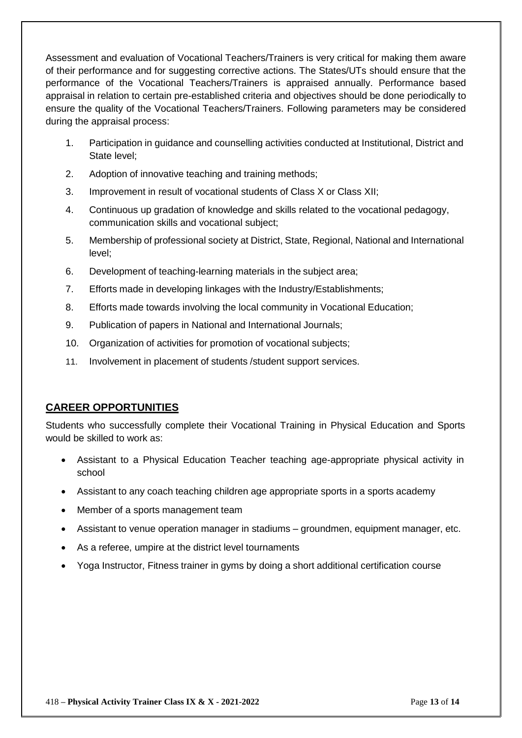Assessment and evaluation of Vocational Teachers/Trainers is very critical for making them aware of their performance and for suggesting corrective actions. The States/UTs should ensure that the performance of the Vocational Teachers/Trainers is appraised annually. Performance based appraisal in relation to certain pre-established criteria and objectives should be done periodically to ensure the quality of the Vocational Teachers/Trainers. Following parameters may be considered during the appraisal process:

1. Participation in guidance and counselling activities conducted at Institutional, District and State level;
2. Adoption of innovative teaching and training methods;
3. Improvement in result of vocational students of Class X or Class XII;
4. Continuous up gradation of knowledge and skills related to the vocational pedagogy, communication skills and vocational subject;
5. Membership of professional society at District, State, Regional, National and International level;
6. Development of teaching-learning materials in the subject area;
7. Efforts made in developing linkages with the Industry/Establishments;
8. Efforts made towards involving the local community in Vocational Education;
9. Publication of papers in National and International Journals;
10. Organization of activities for promotion of vocational subjects;
11. Involvement in placement of students /student support services.

## CAREER OPPORTUNITIES

Students who successfully complete their Vocational Training in Physical Education and Sports would be skilled to work as:

- Assistant to a Physical Education Teacher teaching age-appropriate physical activity in school
- Assistant to any coach teaching children age appropriate sports in a sports academy
- Member of a sports management team
- Assistant to venue operation manager in stadiums – groundmen, equipment manager, etc.
- As a referee, umpire at the district level tournaments
- Yoga Instructor, Fitness trainer in gyms by doing a short additional certification course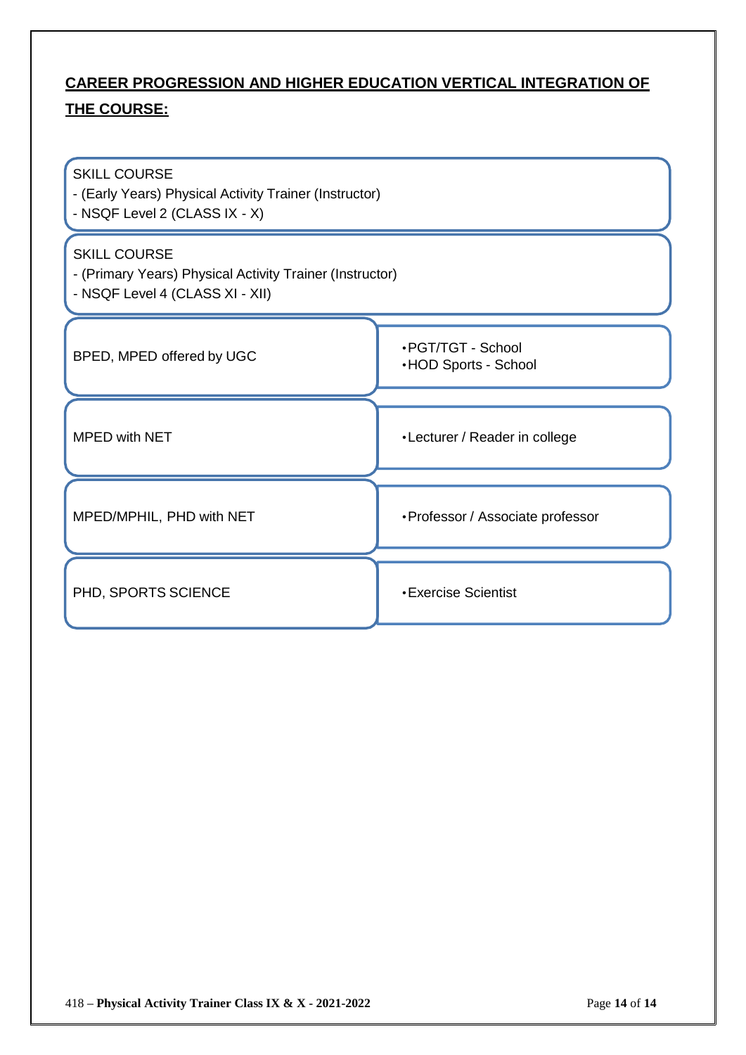## CAREER PROGRESSION AND HIGHER EDUCATION VERTICAL INTEGRATION OF THE COURSE:

SKILL COURSE
- (Early Years) Physical Activity Trainer (Instructor)
- NSQF Level 2 (CLASS IX - X)

SKILL COURSE
- (Primary Years) Physical Activity Trainer (Instructor)
- NSQF Level 4 (CLASS XI - XII)

| | |
|---|---|
| BPED, MPED offered by UGC | • PGT/TGT - School<br>• HOD Sports - School |
| MPED with NET | • Lecturer / Reader in college |
| MPED/MPHIL, PHD with NET | • Professor / Associate professor |
| PHD, SPORTS SCIENCE | • Exercise Scientist |